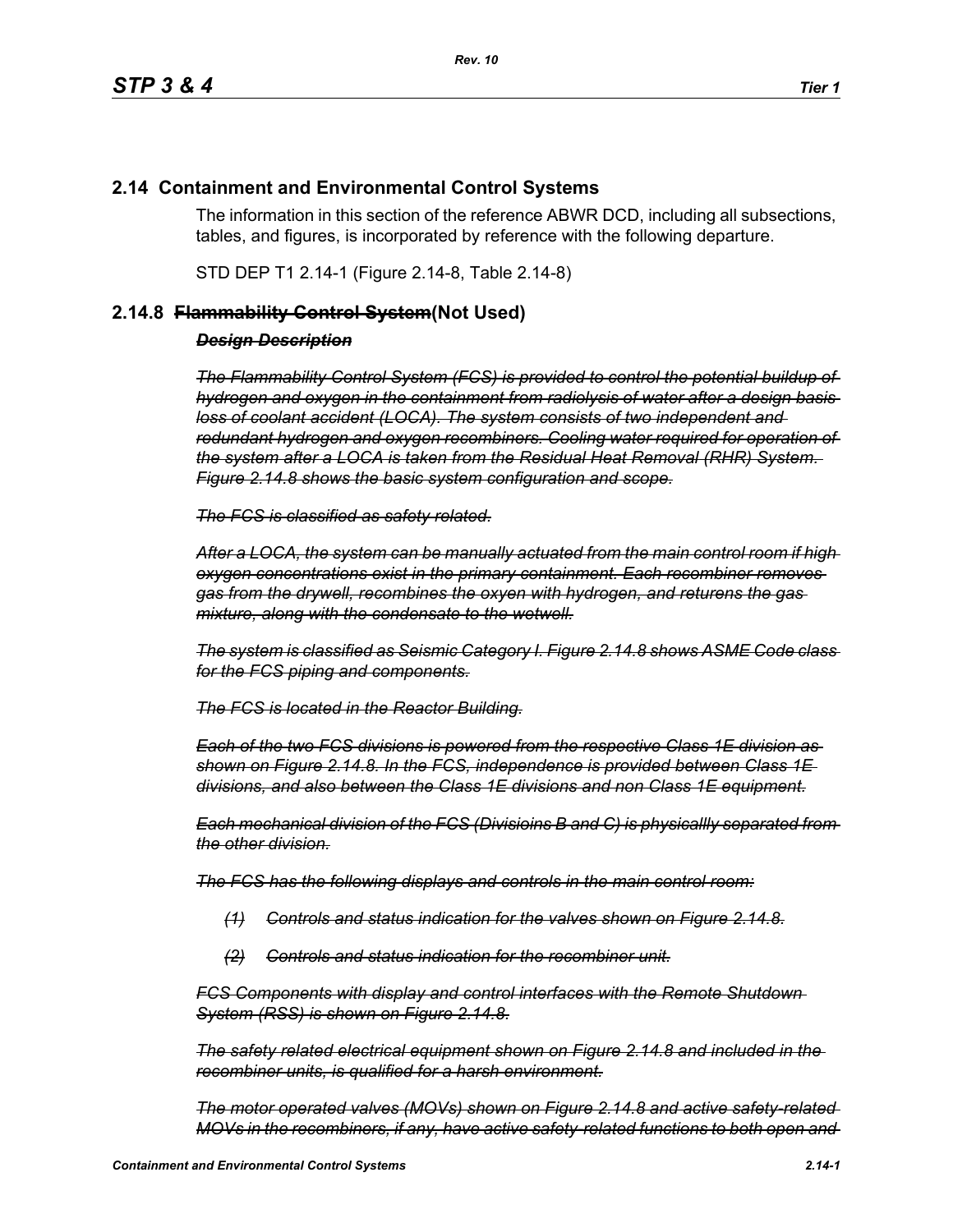## 2.14 Containment and Environmental Control Systems

The information in this section of the reference ABWR DCD, including all subsections, tables, and figures, is incorporated by reference with the following departure.

STD DEP T1 2.14-1 (Figure 2.14-8, Table 2.14-8)

### 2.14.8 ~~Flammability Control System~~(Not Used)

***~~Design Description~~***

***~~The Flammability Control System (FCS) is provided to control the potential buildup of hydrogen and oxygen in the containment from radiolysis of water after a design basis loss of coolant accident (LOCA). The system consists of two independent and redundant hydrogen and oxygen recombiners. Cooling water required for operation of the system after a LOCA is taken from the Residual Heat Removal (RHR) System. Figure 2.14.8 shows the basic system configuration and scope.~~***

***~~The FCS is classified as safety related.~~***

***~~After a LOCA, the system can be manually actuated from the main control room if high oxygen concentrations exist in the primary containment. Each recombiner removes gas from the drywell, recombines the oxyen with hydrogen, and returens the gas mixture, along with the condensate to the wetwell.~~***

***~~The system is classified as Seismic Category I. Figure 2.14.8 shows ASME Code class for the FCS piping and components.~~***

***~~The FCS is located in the Reactor Building.~~***

***~~Each of the two FCS divisions is powered from the respective Class 1E division as shown on Figure 2.14.8. In the FCS, independence is provided between Class 1E divisions, and also between the Class 1E divisions and non Class 1E equipment.~~***

***~~Each mechanical division of the FCS (Divisioins B and C) is physicallly separated from the other division.~~***

***~~The FCS has the following displays and controls in the main control room:~~***

*~~(1) Controls and status indication for the valves shown on Figure 2.14.8.~~*

*~~(2) Controls and status indication for the recombiner unit.~~*

***~~FCS Components with display and control interfaces with the Remote Shutdown System (RSS) is shown on Figure 2.14.8.~~***

***~~The safety related electrical equipment shown on Figure 2.14.8 and included in the recombiner units, is qualified for a harsh environment.~~***

***~~The motor operated valves (MOVs) shown on Figure 2.14.8 and active safety-related MOVs in the recombiners, if any, have active safety-related functions to both open and~~***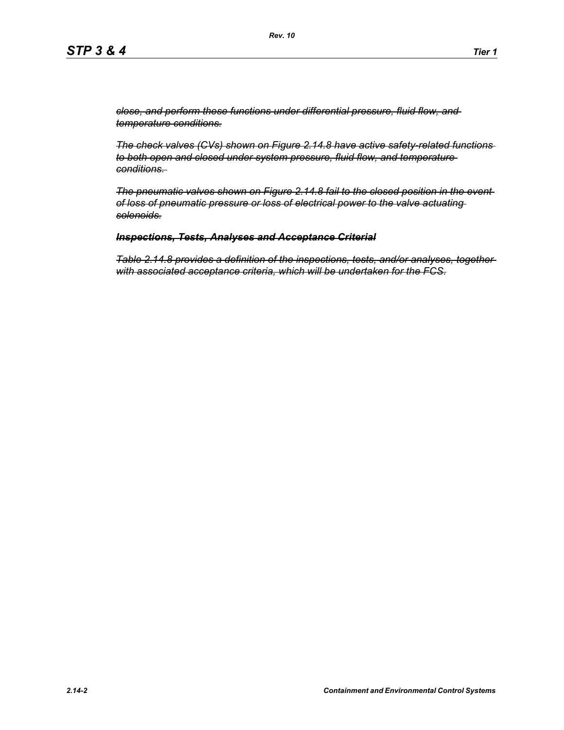~~*close, and perform these functions under differential pressure, fluid flow, and temperature conditions.*~~

~~*The check valves (CVs) shown on Figure 2.14.8 have active safety-related functions to both open and closed under system pressure, fluid flow, and temperature conditions.*~~

~~*The pneumatic valves shown on Figure 2.14.8 fail to the closed position in the event of loss of pneumatic pressure or loss of electrical power to the valve actuating solenoids.*~~

~~***Inspections, Tests, Analyses and Acceptance Criteria***~~

~~*Table 2.14.8 provides a definition of the inspections, tests, and/or analyses, together with associated acceptance criteria, which will be undertaken for the FCS.*~~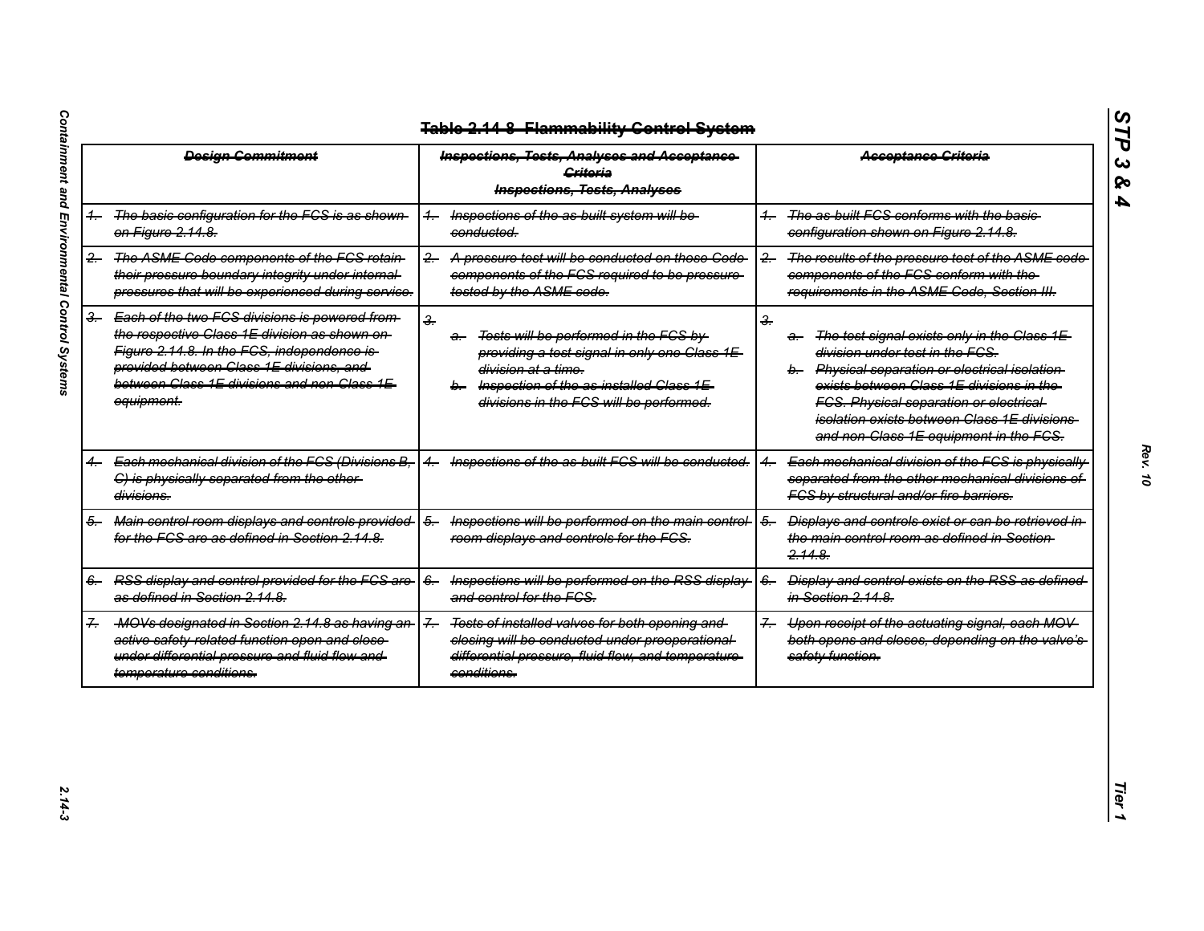## ~~Table 2.14-8 Flammability Control System~~

| ~~Design Commitment~~ | ~~Inspections, Tests, Analyses and Acceptance Criteria~~ ~~Inspections, Tests, Analyses~~ | ~~Acceptance Criteria~~ |
|---|---|---|
| ~~1. The basic configuration for the FCS is as shown on Figure 2.14.8.~~ | ~~1. Inspections of the as-built system will be conducted.~~ | ~~1. The as-built FCS conforms with the basic configuration shown on Figure 2.14.8.~~ |
| ~~2. The ASME Code components of the FCS retain their pressure boundary integrity under internal pressures that will be experienced during service.~~ | ~~2. A pressure test will be conducted on those Code components of the FCS required to be pressure tested by the ASME code.~~ | ~~2. The results of the pressure test of the ASME code components of the FCS conform with the requirements in the ASME Code, Section III.~~ |
| ~~3. Each of the two FCS divisions is powered from the respective Class 1E division as shown on Figure 2.14.8. In the FCS, independence is provided between Class 1E divisions, and between Class 1E divisions and non-Class 1E equipment.~~ | ~~3.~~ ~~a. Tests will be performed in the FCS by providing a test signal in only one Class 1E division at a time.~~ ~~b. Inspection of the as-installed Class 1E divisions in the FCS will be performed.~~ | ~~3.~~ ~~a. The test signal exists only in the Class 1E division under test in the FCS.~~ ~~b. Physical separation or electrical isolation exists between Class 1E divisions in the FCS. Physical separation or electrical isolation exists between Class 1E divisions and non-Class 1E equipment in the FCS.~~ |
| ~~4. Each mechanical division of the FCS (Divisions B, C) is physically separated from the other divisions.~~ | ~~4. Inspections of the as-built FCS will be conducted.~~ | ~~4. Each mechanical division of the FCS is physically separated from the other mechanical divisions of FCS by structural and/or fire barriers.~~ |
| ~~5. Main control room displays and controls provided for the FCS are as defined in Section 2.14.8.~~ | ~~5. Inspections will be performed on the main control room displays and controls for the FCS.~~ | ~~5. Displays and controls exist or can be retrieved in the main control room as defined in Section 2.14.8.~~ |
| ~~6. RSS display and control provided for the FCS are as defined in Section 2.14.8.~~ | ~~6. Inspections will be performed on the RSS display and control for the FCS.~~ | ~~6. Display and control exists on the RSS as defined in Section 2.14.8.~~ |
| ~~7. MOVs designated in Section 2.14.8 as having an active safety-related function open and close under differential pressure and fluid flow and temperature conditions.~~ | ~~7. Tests of installed valves for both opening and closing will be conducted under preoperational differential pressure, fluid flow, and temperature conditions.~~ | ~~7. Upon receipt of the actuating signal, each MOV both opens and closes, depending on the valve's safety function.~~ |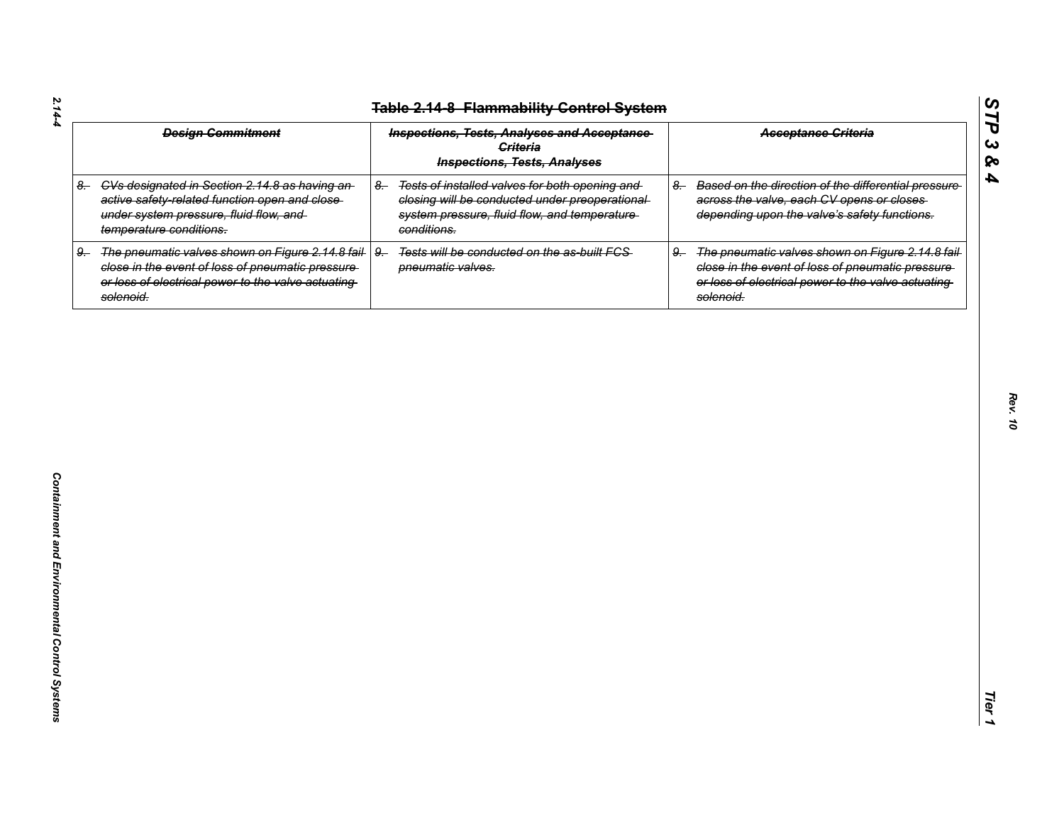# ~~Table 2.14-8 Flammability Control System~~

| ~~Design Commitment~~ | ~~Inspections, Tests, Analyses and Acceptance Criteria~~ Inspections, Tests, Analyses | ~~Acceptance Criteria~~ |
|---|---|---|
| ~~8. CVs designated in Section 2.14.8 as having an active safety-related function open and close under system pressure, fluid flow, and temperature conditions.~~ | ~~8. Tests of installed valves for both opening and closing will be conducted under preoperational system pressure, fluid flow, and temperature conditions.~~ | ~~8. Based on the direction of the differential pressure across the valve, each CV opens or closes depending upon the valve's safety functions.~~ |
| ~~9. The pneumatic valves shown on Figure 2.14.8 fail close in the event of loss of pneumatic pressure or loss of electrical power to the valve actuating solenoid.~~ | ~~9. Tests will be conducted on the as-built FCS pneumatic valves.~~ | ~~9. The pneumatic valves shown on Figure 2.14.8 fail close in the event of loss of pneumatic pressure or loss of electrical power to the valve actuating solenoid.~~ |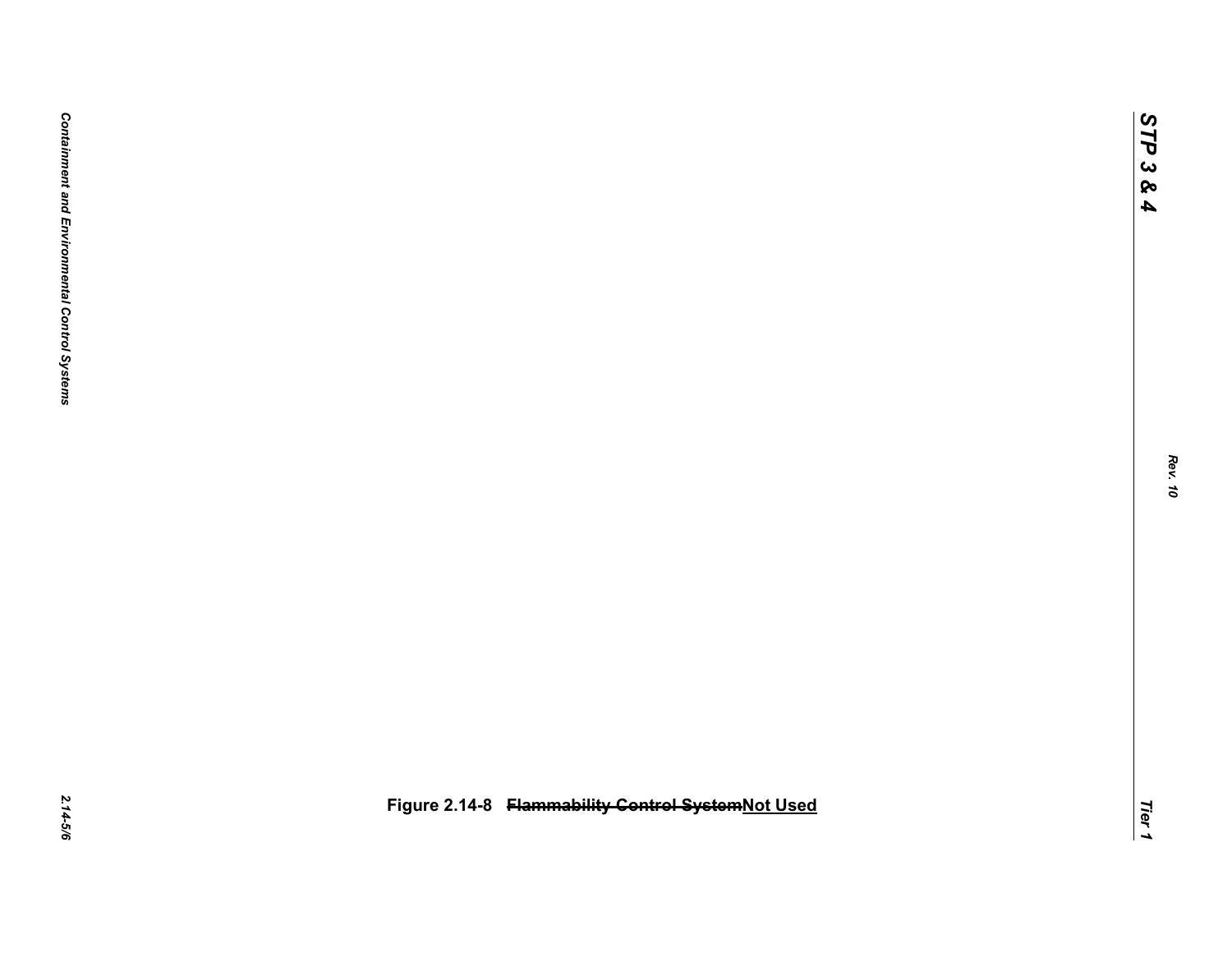Figure 2.14-8 ~~Flammability Control System~~Not Used